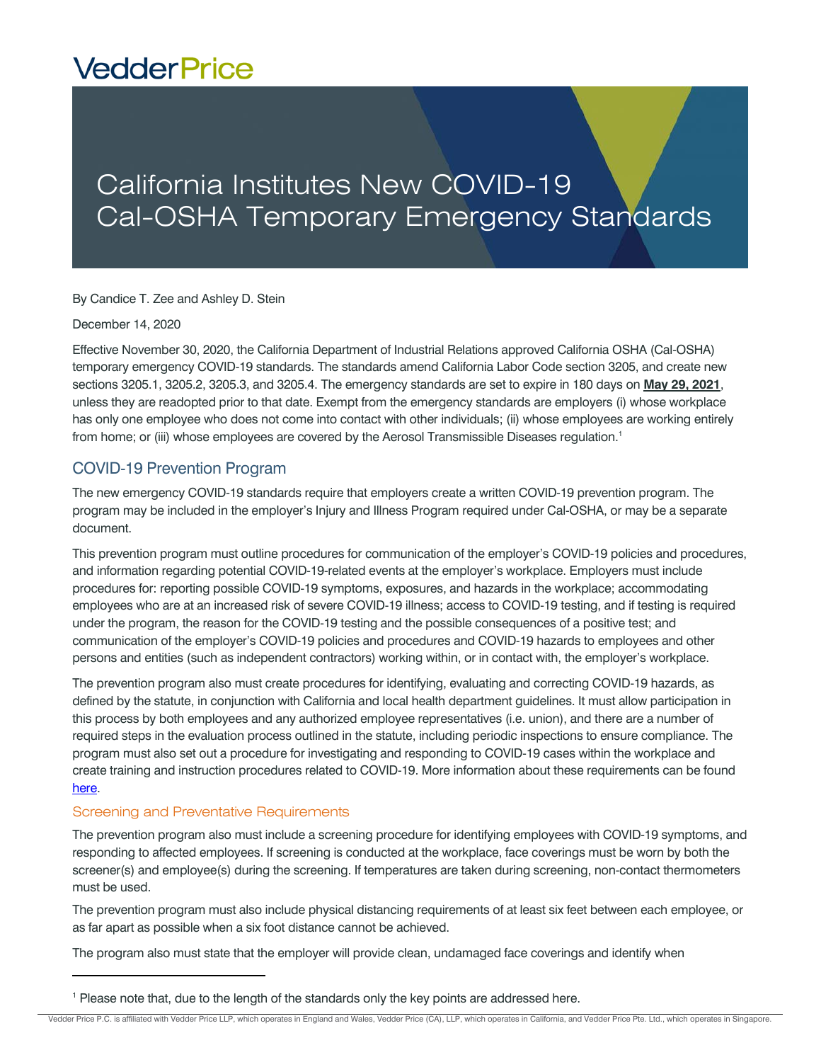VedderPrice

# California Institutes New COVID-19 Cal-OSHA Temporary Emergency Standards

By Candice T. Zee and Ashley D. Stein

December 14, 2020

Effective November 30, 2020, the California Department of Industrial Relations approved California OSHA (Cal-OSHA) temporary emergency COVID-19 standards. The standards amend California Labor Code section 3205, and create new sections 3205.1, 3205.2, 3205.3, and 3205.4. The emergency standards are set to expire in 180 days on **May 29, 2021**, unless they are readopted prior to that date. Exempt from the emergency standards are employers (i) whose workplace has only one employee who does not come into contact with other individuals; (ii) whose employees are working entirely from home; or (iii) whose employees are covered by the Aerosol Transmissible Diseases regulation.[1]

## COVID-19 Prevention Program

The new emergency COVID-19 standards require that employers create a written COVID-19 prevention program. The program may be included in the employer's Injury and Illness Program required under Cal-OSHA, or may be a separate document.

This prevention program must outline procedures for communication of the employer's COVID-19 policies and procedures, and information regarding potential COVID-19-related events at the employer's workplace. Employers must include procedures for: reporting possible COVID-19 symptoms, exposures, and hazards in the workplace; accommodating employees who are at an increased risk of severe COVID-19 illness; access to COVID-19 testing, and if testing is required under the program, the reason for the COVID-19 testing and the possible consequences of a positive test; and communication of the employer's COVID-19 policies and procedures and COVID-19 hazards to employees and other persons and entities (such as independent contractors) working within, or in contact with, the employer's workplace.

The prevention program also must create procedures for identifying, evaluating and correcting COVID-19 hazards, as defined by the statute, in conjunction with California and local health department guidelines. It must allow participation in this process by both employees and any authorized employee representatives (i.e. union), and there are a number of required steps in the evaluation process outlined in the statute, including periodic inspections to ensure compliance. The program must also set out a procedure for investigating and responding to COVID-19 cases within the workplace and create training and instruction procedures related to COVID-19. More information about these requirements can be found here.

### Screening and Preventative Requirements

The prevention program also must include a screening procedure for identifying employees with COVID-19 symptoms, and responding to affected employees. If screening is conducted at the workplace, face coverings must be worn by both the screener(s) and employee(s) during the screening. If temperatures are taken during screening, non-contact thermometers must be used.

The prevention program must also include physical distancing requirements of at least six feet between each employee, or as far apart as possible when a six foot distance cannot be achieved.

The program also must state that the employer will provide clean, undamaged face coverings and identify when

[1] Please note that, due to the length of the standards only the key points are addressed here.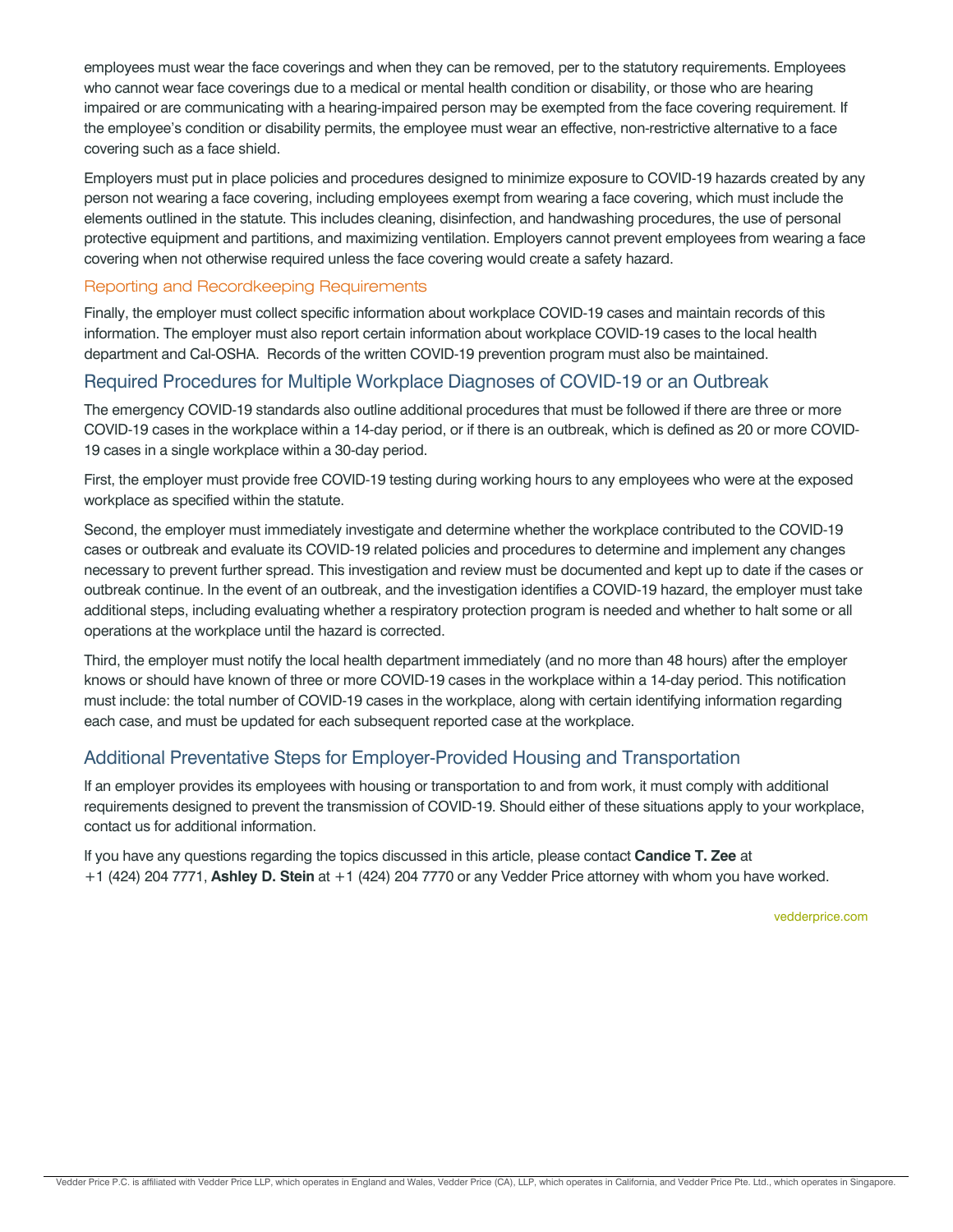employees must wear the face coverings and when they can be removed, per to the statutory requirements. Employees who cannot wear face coverings due to a medical or mental health condition or disability, or those who are hearing impaired or are communicating with a hearing-impaired person may be exempted from the face covering requirement. If the employee's condition or disability permits, the employee must wear an effective, non-restrictive alternative to a face covering such as a face shield.

Employers must put in place policies and procedures designed to minimize exposure to COVID-19 hazards created by any person not wearing a face covering, including employees exempt from wearing a face covering, which must include the elements outlined in the statute. This includes cleaning, disinfection, and handwashing procedures, the use of personal protective equipment and partitions, and maximizing ventilation. Employers cannot prevent employees from wearing a face covering when not otherwise required unless the face covering would create a safety hazard.

### Reporting and Recordkeeping Requirements

Finally, the employer must collect specific information about workplace COVID-19 cases and maintain records of this information. The employer must also report certain information about workplace COVID-19 cases to the local health department and Cal-OSHA. Records of the written COVID-19 prevention program must also be maintained.

## Required Procedures for Multiple Workplace Diagnoses of COVID-19 or an Outbreak

The emergency COVID-19 standards also outline additional procedures that must be followed if there are three or more COVID-19 cases in the workplace within a 14-day period, or if there is an outbreak, which is defined as 20 or more COVID-19 cases in a single workplace within a 30-day period.

First, the employer must provide free COVID-19 testing during working hours to any employees who were at the exposed workplace as specified within the statute.

Second, the employer must immediately investigate and determine whether the workplace contributed to the COVID-19 cases or outbreak and evaluate its COVID-19 related policies and procedures to determine and implement any changes necessary to prevent further spread. This investigation and review must be documented and kept up to date if the cases or outbreak continue. In the event of an outbreak, and the investigation identifies a COVID-19 hazard, the employer must take additional steps, including evaluating whether a respiratory protection program is needed and whether to halt some or all operations at the workplace until the hazard is corrected.

Third, the employer must notify the local health department immediately (and no more than 48 hours) after the employer knows or should have known of three or more COVID-19 cases in the workplace within a 14-day period. This notification must include: the total number of COVID-19 cases in the workplace, along with certain identifying information regarding each case, and must be updated for each subsequent reported case at the workplace.

## Additional Preventative Steps for Employer-Provided Housing and Transportation

If an employer provides its employees with housing or transportation to and from work, it must comply with additional requirements designed to prevent the transmission of COVID-19. Should either of these situations apply to your workplace, contact us for additional information.

If you have any questions regarding the topics discussed in this article, please contact **Candice T. Zee** at +1 (424) 204 7771, **Ashley D. Stein** at +1 (424) 204 7770 or any Vedder Price attorney with whom you have worked.

vedderprice.com

Vedder Price P.C. is affiliated with Vedder Price LLP, which operates in England and Wales, Vedder Price (CA), LLP, which operates in California, and Vedder Price Pte. Ltd., which operates in Singapore.